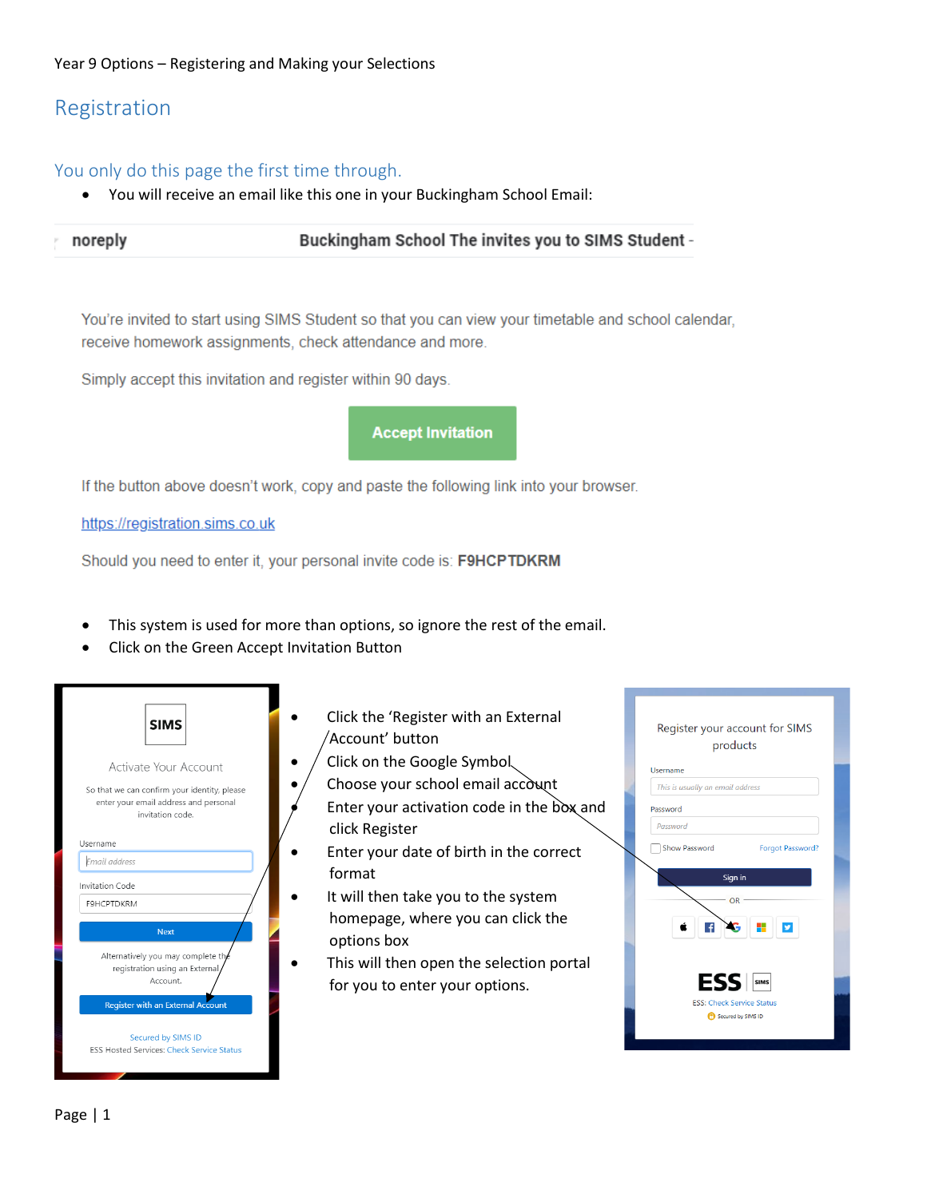Year 9 Options – Registering and Making your Selections

# Registration

## You only do this page the first time through.

- You will receive an email like this one in your Buckingham School Email:

**noreply** **Buckingham School The invites you to SIMS Student** -

You're invited to start using SIMS Student so that you can view your timetable and school calendar, receive homework assignments, check attendance and more.

Simply accept this invitation and register within 90 days.

**Accept Invitation**

If the button above doesn't work, copy and paste the following link into your browser.

https://registration.sims.co.uk

Should you need to enter it, your personal invite code is: **F9HCPTDKRM**

- This system is used for more than options, so ignore the rest of the email.
- Click on the Green Accept Invitation Button

SIMS

Activate Your Account

So that we can confirm your identity, please enter your email address and personal invitation code.

Username

Email address

Invitation Code

F9HCPTDKRM

Next

Alternatively you may complete the registration using an External Account.

Register with an External Account

Secured by SIMS ID

ESS Hosted Services: Check Service Status

- Click the 'Register with an External Account' button
- Click on the Google Symbol
- Choose your school email account
- Enter your activation code in the box and click Register
- Enter your date of birth in the correct format
- It will then take you to the system homepage, where you can click the options box
- This will then open the selection portal for you to enter your options.

Register your account for SIMS products

Username

This is usually an email address

Password

Password

Show Password Forgot Password?

Sign in

OR

ESS SIMS

ESS: Check Service Status

Secured by SIMS ID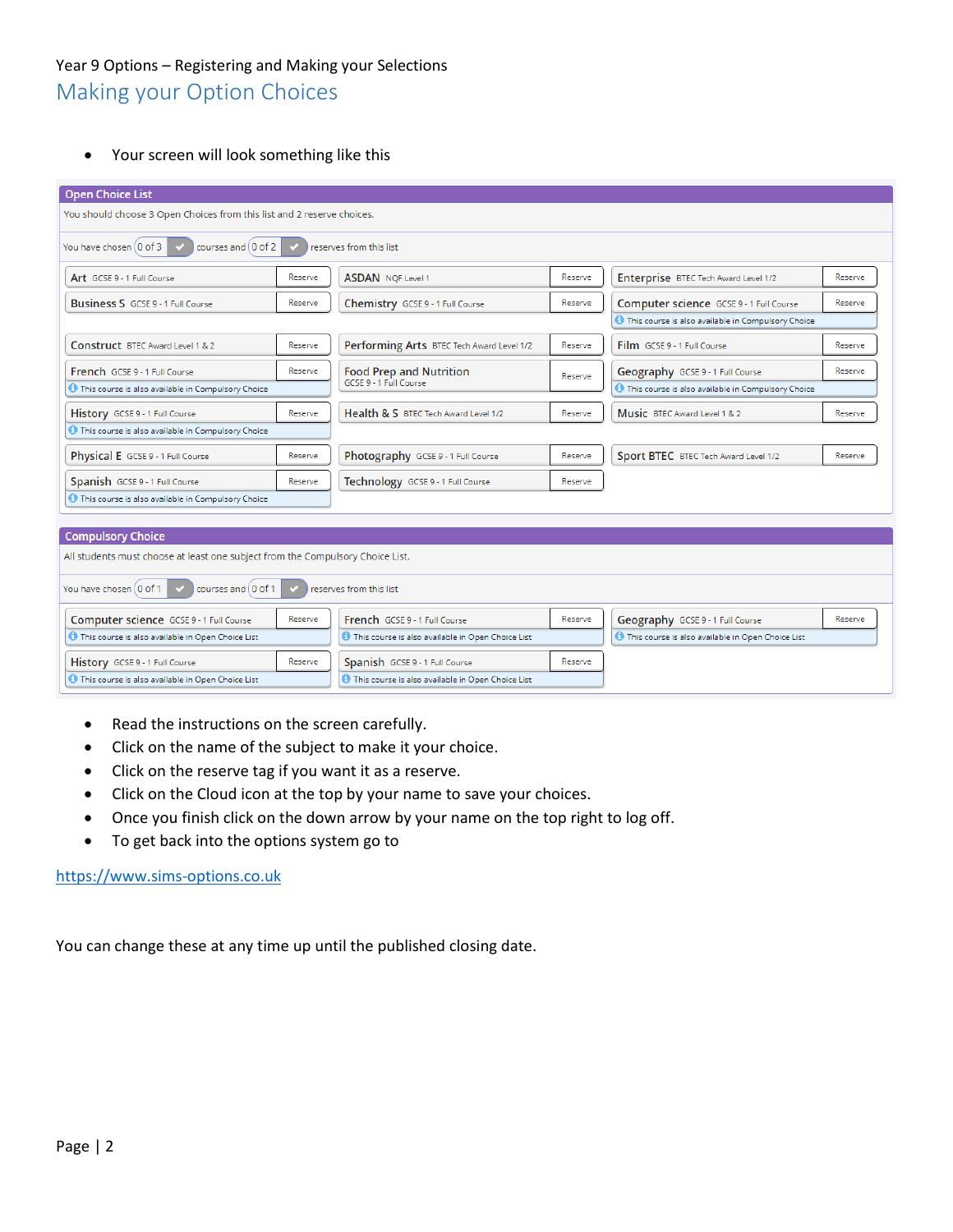Year 9 Options – Registering and Making your Selections

## Making your Option Choices

- Your screen will look something like this

**Open Choice List**

You should choose 3 Open Choices from this list and 2 reserve choices.

You have chosen 0 of 3 courses and 0 of 2 reserves from this list

| | | |
|---|---|---|
| Art GCSE 9 - 1 Full Course — Reserve | ASDAN NQF Level 1 — Reserve | Enterprise BTEC Tech Award Level 1/2 — Reserve |
| Business S GCSE 9 - 1 Full Course — Reserve | Chemistry GCSE 9 - 1 Full Course — Reserve | Computer science GCSE 9 - 1 Full Course — Reserve (This course is also available in Compulsory Choice) |
| Construct BTEC Award Level 1 & 2 — Reserve | Performing Arts BTEC Tech Award Level 1/2 — Reserve | Film GCSE 9 - 1 Full Course — Reserve |
| French GCSE 9 - 1 Full Course — Reserve (This course is also available in Compulsory Choice) | Food Prep and Nutrition GCSE 9 - 1 Full Course — Reserve | Geography GCSE 9 - 1 Full Course — Reserve (This course is also available in Compulsory Choice) |
| History GCSE 9 - 1 Full Course — Reserve (This course is also available in Compulsory Choice) | Health & S BTEC Tech Award Level 1/2 — Reserve | Music BTEC Award Level 1 & 2 — Reserve |
| Physical E GCSE 9 - 1 Full Course — Reserve | Photography GCSE 9 - 1 Full Course — Reserve | Sport BTEC BTEC Tech Award Level 1/2 — Reserve |
| Spanish GCSE 9 - 1 Full Course — Reserve (This course is also available in Compulsory Choice) | Technology GCSE 9 - 1 Full Course — Reserve | |

**Compulsory Choice**

All students must choose at least one subject from the Compulsory Choice List.

You have chosen 0 of 1 courses and 0 of 1 reserves from this list

| | | |
|---|---|---|
| Computer science GCSE 9 - 1 Full Course — Reserve (This course is also available in Open Choice List) | French GCSE 9 - 1 Full Course — Reserve (This course is also available in Open Choice List) | Geography GCSE 9 - 1 Full Course — Reserve (This course is also available in Open Choice List) |
| History GCSE 9 - 1 Full Course — Reserve (This course is also available in Open Choice List) | Spanish GCSE 9 - 1 Full Course — Reserve (This course is also available in Open Choice List) | |

- Read the instructions on the screen carefully.
- Click on the name of the subject to make it your choice.
- Click on the reserve tag if you want it as a reserve.
- Click on the Cloud icon at the top by your name to save your choices.
- Once you finish click on the down arrow by your name on the top right to log off.
- To get back into the options system go to

https://www.sims-options.co.uk

You can change these at any time up until the published closing date.